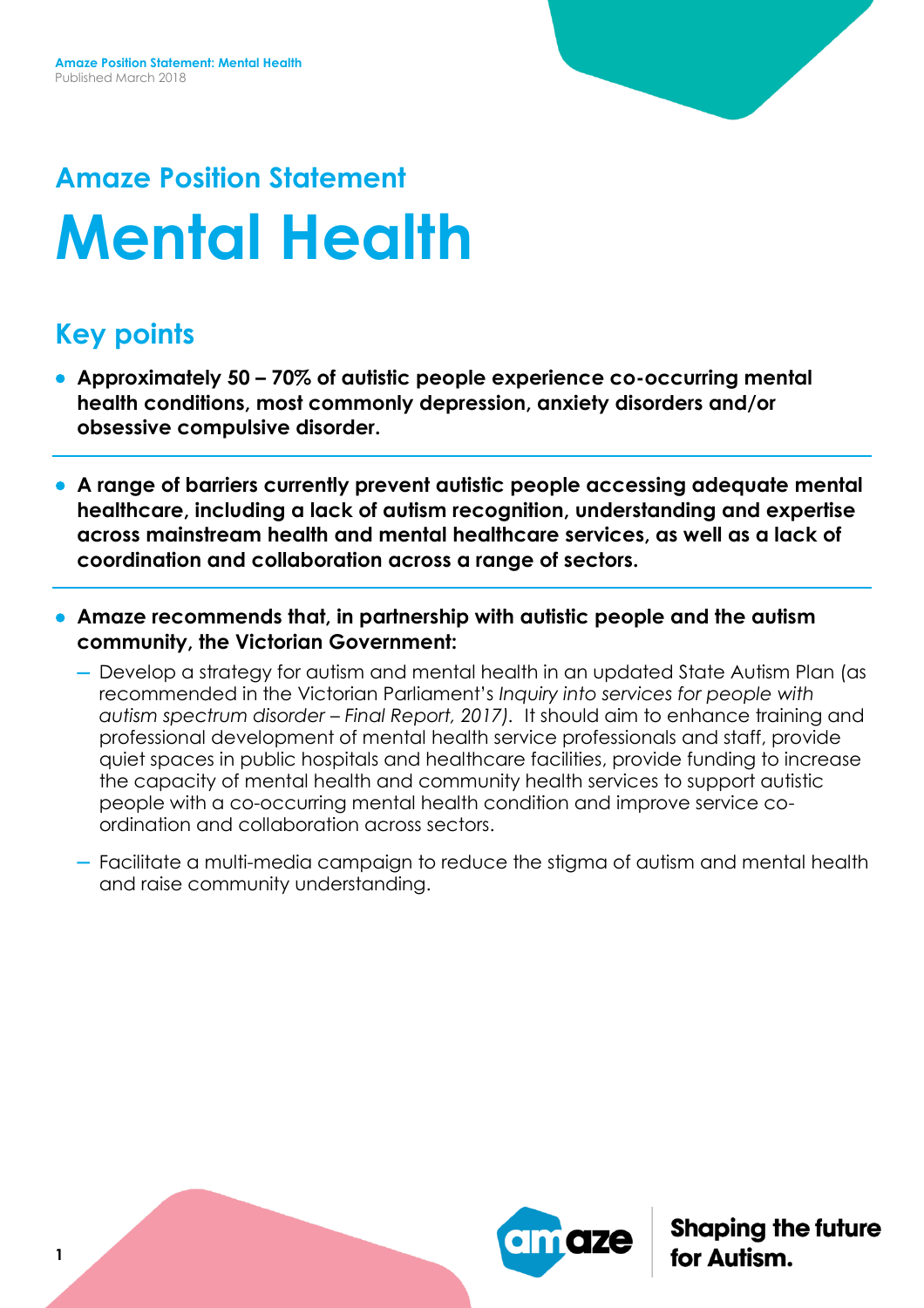## Amaze Position Statement

# Mental Health

## Key points

- **Approximately 50 – 70% of autistic people experience co-occurring mental health conditions, most commonly depression, anxiety disorders and/or obsessive compulsive disorder.**

- **A range of barriers currently prevent autistic people accessing adequate mental healthcare, including a lack of autism recognition, understanding and expertise across mainstream health and mental healthcare services, as well as a lack of coordination and collaboration across a range of sectors.**

- **Amaze recommends that, in partnership with autistic people and the autism community, the Victorian Government:**
  - Develop a strategy for autism and mental health in an updated State Autism Plan (as recommended in the Victorian Parliament's *Inquiry into services for people with autism spectrum disorder – Final Report, 2017).* It should aim to enhance training and professional development of mental health service professionals and staff, provide quiet spaces in public hospitals and healthcare facilities, provide funding to increase the capacity of mental health and community health services to support autistic people with a co-occurring mental health condition and improve service co-ordination and collaboration across sectors.
  - Facilitate a multi-media campaign to reduce the stigma of autism and mental health and raise community understanding.

Shaping the future for Autism.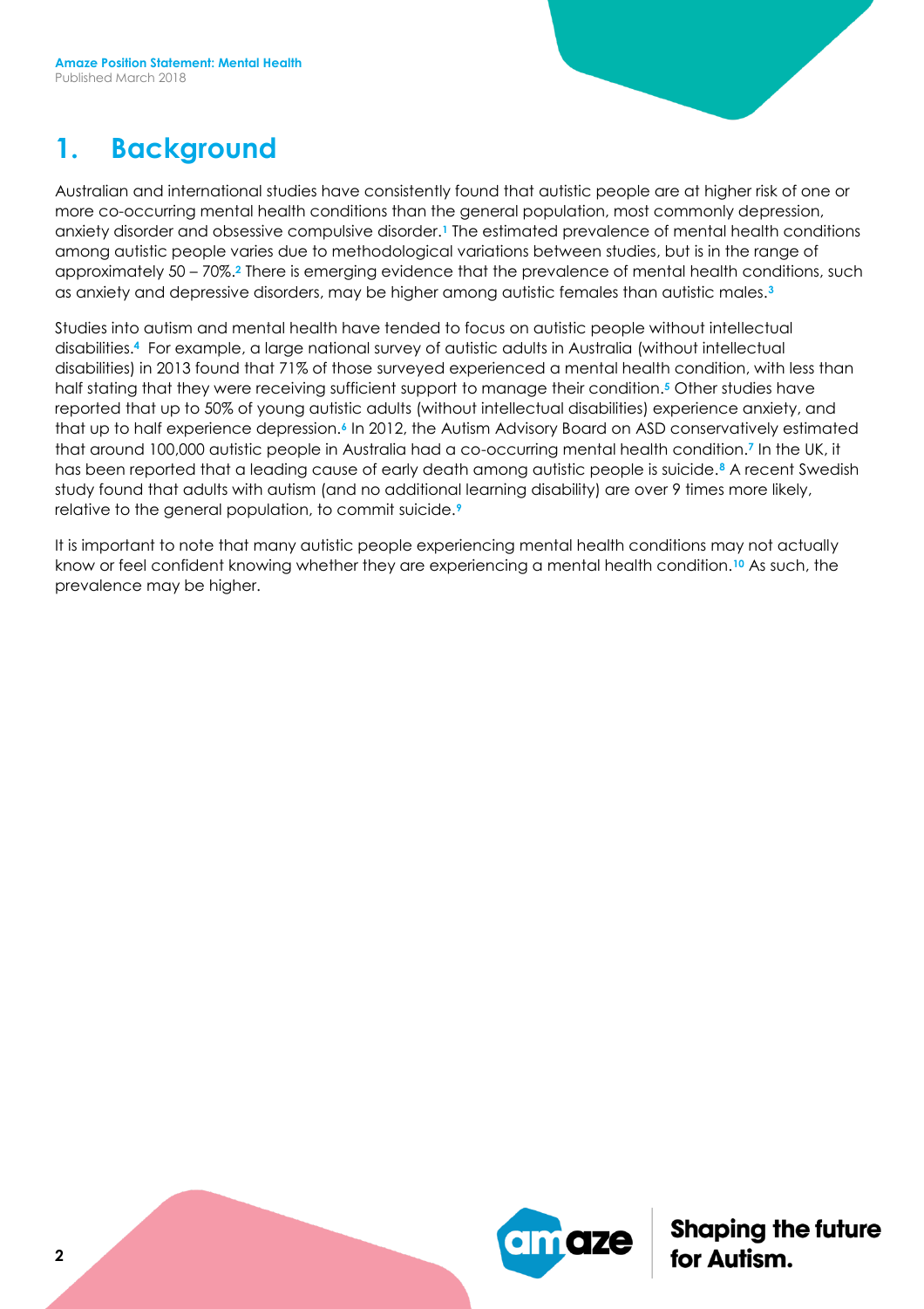# 1. Background

Australian and international studies have consistently found that autistic people are at higher risk of one or more co-occurring mental health conditions than the general population, most commonly depression, anxiety disorder and obsessive compulsive disorder.[1] The estimated prevalence of mental health conditions among autistic people varies due to methodological variations between studies, but is in the range of approximately 50 – 70%.[2] There is emerging evidence that the prevalence of mental health conditions, such as anxiety and depressive disorders, may be higher among autistic females than autistic males.[3]

Studies into autism and mental health have tended to focus on autistic people without intellectual disabilities.[4] For example, a large national survey of autistic adults in Australia (without intellectual disabilities) in 2013 found that 71% of those surveyed experienced a mental health condition, with less than half stating that they were receiving sufficient support to manage their condition.[5] Other studies have reported that up to 50% of young autistic adults (without intellectual disabilities) experience anxiety, and that up to half experience depression.[6] In 2012, the Autism Advisory Board on ASD conservatively estimated that around 100,000 autistic people in Australia had a co-occurring mental health condition.[7] In the UK, it has been reported that a leading cause of early death among autistic people is suicide.[8] A recent Swedish study found that adults with autism (and no additional learning disability) are over 9 times more likely, relative to the general population, to commit suicide.[9]

It is important to note that many autistic people experiencing mental health conditions may not actually know or feel confident knowing whether they are experiencing a mental health condition.[10] As such, the prevalence may be higher.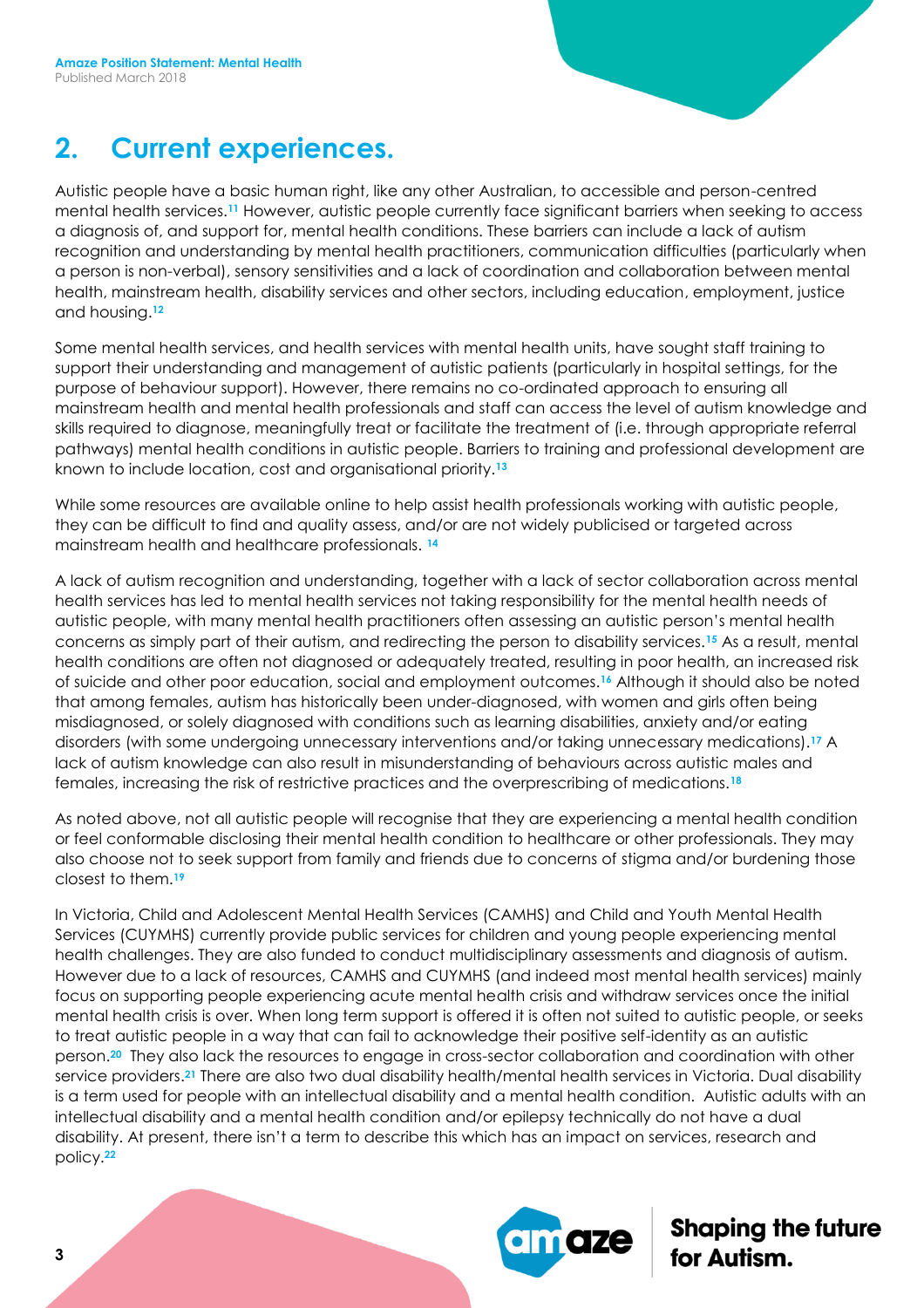## 2. Current experiences.

Autistic people have a basic human right, like any other Australian, to accessible and person-centred mental health services.[11] However, autistic people currently face significant barriers when seeking to access a diagnosis of, and support for, mental health conditions. These barriers can include a lack of autism recognition and understanding by mental health practitioners, communication difficulties (particularly when a person is non-verbal), sensory sensitivities and a lack of coordination and collaboration between mental health, mainstream health, disability services and other sectors, including education, employment, justice and housing.[12]

Some mental health services, and health services with mental health units, have sought staff training to support their understanding and management of autistic patients (particularly in hospital settings, for the purpose of behaviour support). However, there remains no co-ordinated approach to ensuring all mainstream health and mental health professionals and staff can access the level of autism knowledge and skills required to diagnose, meaningfully treat or facilitate the treatment of (i.e. through appropriate referral pathways) mental health conditions in autistic people. Barriers to training and professional development are known to include location, cost and organisational priority.[13]

While some resources are available online to help assist health professionals working with autistic people, they can be difficult to find and quality assess, and/or are not widely publicised or targeted across mainstream health and healthcare professionals. [14]

A lack of autism recognition and understanding, together with a lack of sector collaboration across mental health services has led to mental health services not taking responsibility for the mental health needs of autistic people, with many mental health practitioners often assessing an autistic person's mental health concerns as simply part of their autism, and redirecting the person to disability services.[15] As a result, mental health conditions are often not diagnosed or adequately treated, resulting in poor health, an increased risk of suicide and other poor education, social and employment outcomes.[16] Although it should also be noted that among females, autism has historically been under-diagnosed, with women and girls often being misdiagnosed, or solely diagnosed with conditions such as learning disabilities, anxiety and/or eating disorders (with some undergoing unnecessary interventions and/or taking unnecessary medications).[17] A lack of autism knowledge can also result in misunderstanding of behaviours across autistic males and females, increasing the risk of restrictive practices and the overprescribing of medications.[18]

As noted above, not all autistic people will recognise that they are experiencing a mental health condition or feel conformable disclosing their mental health condition to healthcare or other professionals. They may also choose not to seek support from family and friends due to concerns of stigma and/or burdening those closest to them.[19]

In Victoria, Child and Adolescent Mental Health Services (CAMHS) and Child and Youth Mental Health Services (CUYMHS) currently provide public services for children and young people experiencing mental health challenges. They are also funded to conduct multidisciplinary assessments and diagnosis of autism. However due to a lack of resources, CAMHS and CUYMHS (and indeed most mental health services) mainly focus on supporting people experiencing acute mental health crisis and withdraw services once the initial mental health crisis is over. When long term support is offered it is often not suited to autistic people, or seeks to treat autistic people in a way that can fail to acknowledge their positive self-identity as an autistic person.[20] They also lack the resources to engage in cross-sector collaboration and coordination with other service providers.[21] There are also two dual disability health/mental health services in Victoria. Dual disability is a term used for people with an intellectual disability and a mental health condition. Autistic adults with an intellectual disability and a mental health condition and/or epilepsy technically do not have a dual disability. At present, there isn't a term to describe this which has an impact on services, research and policy.[22]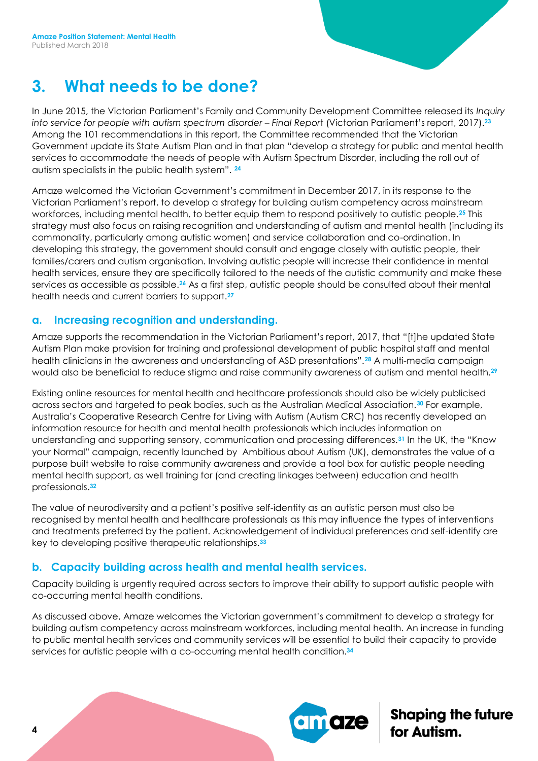## 3. What needs to be done?

In June 2015, the Victorian Parliament's Family and Community Development Committee released its *Inquiry into service for people with autism spectrum disorder – Final Report* (Victorian Parliament's report, 2017).[23] Among the 101 recommendations in this report, the Committee recommended that the Victorian Government update its State Autism Plan and in that plan "develop a strategy for public and mental health services to accommodate the needs of people with Autism Spectrum Disorder, including the roll out of autism specialists in the public health system". [24]

Amaze welcomed the Victorian Government's commitment in December 2017, in its response to the Victorian Parliament's report, to develop a strategy for building autism competency across mainstream workforces, including mental health, to better equip them to respond positively to autistic people.[25] This strategy must also focus on raising recognition and understanding of autism and mental health (including its commonality, particularly among autistic women) and service collaboration and co-ordination. In developing this strategy, the government should consult and engage closely with autistic people, their families/carers and autism organisation. Involving autistic people will increase their confidence in mental health services, ensure they are specifically tailored to the needs of the autistic community and make these services as accessible as possible.[26] As a first step, autistic people should be consulted about their mental health needs and current barriers to support.[27]

### a. Increasing recognition and understanding.

Amaze supports the recommendation in the Victorian Parliament's report, 2017, that "[t]he updated State Autism Plan make provision for training and professional development of public hospital staff and mental health clinicians in the awareness and understanding of ASD presentations".[28] A multi-media campaign would also be beneficial to reduce stigma and raise community awareness of autism and mental health.[29]

Existing online resources for mental health and healthcare professionals should also be widely publicised across sectors and targeted to peak bodies, such as the Australian Medical Association.[30] For example, Australia's Cooperative Research Centre for Living with Autism (Autism CRC) has recently developed an information resource for health and mental health professionals which includes information on understanding and supporting sensory, communication and processing differences.[31] In the UK, the "Know your Normal" campaign, recently launched by Ambitious about Autism (UK), demonstrates the value of a purpose built website to raise community awareness and provide a tool box for autistic people needing mental health support, as well training for (and creating linkages between) education and health professionals.[32]

The value of neurodiversity and a patient's positive self-identity as an autistic person must also be recognised by mental health and healthcare professionals as this may influence the types of interventions and treatments preferred by the patient. Acknowledgement of individual preferences and self-identify are key to developing positive therapeutic relationships.[33]

### b. Capacity building across health and mental health services.

Capacity building is urgently required across sectors to improve their ability to support autistic people with co-occurring mental health conditions.

As discussed above, Amaze welcomes the Victorian government's commitment to develop a strategy for building autism competency across mainstream workforces, including mental health. An increase in funding to public mental health services and community services will be essential to build their capacity to provide services for autistic people with a co-occurring mental health condition.[34]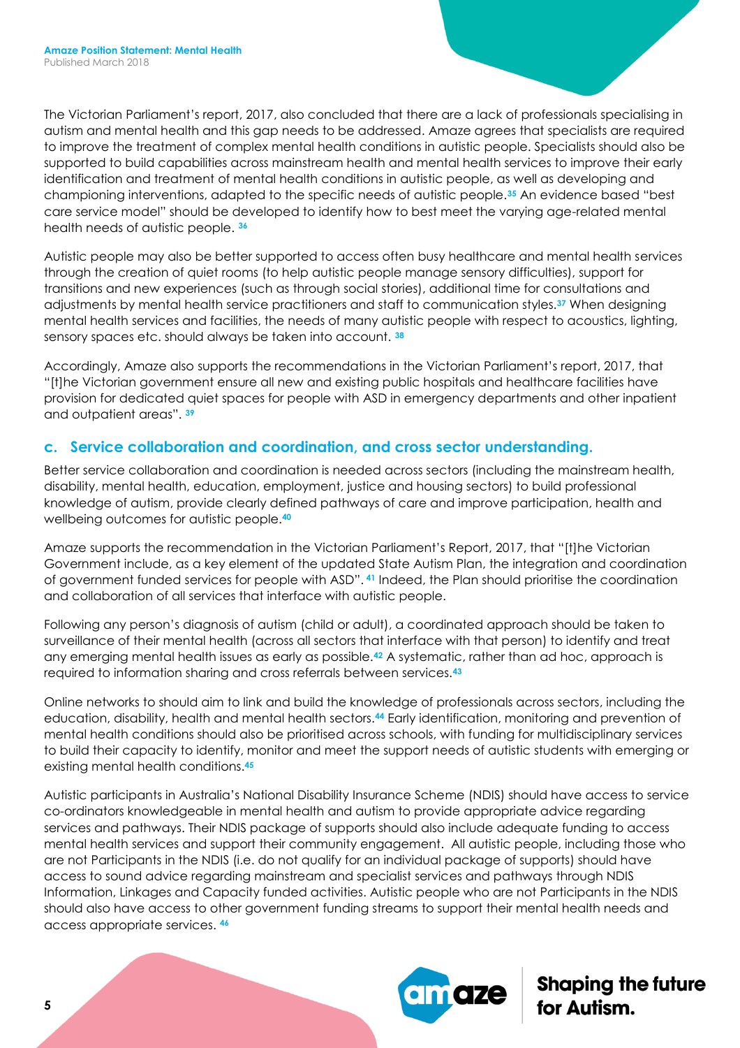The Victorian Parliament's report, 2017, also concluded that there are a lack of professionals specialising in autism and mental health and this gap needs to be addressed. Amaze agrees that specialists are required to improve the treatment of complex mental health conditions in autistic people. Specialists should also be supported to build capabilities across mainstream health and mental health services to improve their early identification and treatment of mental health conditions in autistic people, as well as developing and championing interventions, adapted to the specific needs of autistic people.[35] An evidence based "best care service model" should be developed to identify how to best meet the varying age-related mental health needs of autistic people. [36]

Autistic people may also be better supported to access often busy healthcare and mental health services through the creation of quiet rooms (to help autistic people manage sensory difficulties), support for transitions and new experiences (such as through social stories), additional time for consultations and adjustments by mental health service practitioners and staff to communication styles.[37] When designing mental health services and facilities, the needs of many autistic people with respect to acoustics, lighting, sensory spaces etc. should always be taken into account. [38]

Accordingly, Amaze also supports the recommendations in the Victorian Parliament's report, 2017, that "[t]he Victorian government ensure all new and existing public hospitals and healthcare facilities have provision for dedicated quiet spaces for people with ASD in emergency departments and other inpatient and outpatient areas". [39]

## c. Service collaboration and coordination, and cross sector understanding.

Better service collaboration and coordination is needed across sectors (including the mainstream health, disability, mental health, education, employment, justice and housing sectors) to build professional knowledge of autism, provide clearly defined pathways of care and improve participation, health and wellbeing outcomes for autistic people.[40]

Amaze supports the recommendation in the Victorian Parliament's Report, 2017, that "[t]he Victorian Government include, as a key element of the updated State Autism Plan, the integration and coordination of government funded services for people with ASD". [41] Indeed, the Plan should prioritise the coordination and collaboration of all services that interface with autistic people.

Following any person's diagnosis of autism (child or adult), a coordinated approach should be taken to surveillance of their mental health (across all sectors that interface with that person) to identify and treat any emerging mental health issues as early as possible.[42] A systematic, rather than ad hoc, approach is required to information sharing and cross referrals between services.[43]

Online networks to should aim to link and build the knowledge of professionals across sectors, including the education, disability, health and mental health sectors.[44] Early identification, monitoring and prevention of mental health conditions should also be prioritised across schools, with funding for multidisciplinary services to build their capacity to identify, monitor and meet the support needs of autistic students with emerging or existing mental health conditions.[45]

Autistic participants in Australia's National Disability Insurance Scheme (NDIS) should have access to service co-ordinators knowledgeable in mental health and autism to provide appropriate advice regarding services and pathways. Their NDIS package of supports should also include adequate funding to access mental health services and support their community engagement. All autistic people, including those who are not Participants in the NDIS (i.e. do not qualify for an individual package of supports) should have access to sound advice regarding mainstream and specialist services and pathways through NDIS Information, Linkages and Capacity funded activities. Autistic people who are not Participants in the NDIS should also have access to other government funding streams to support their mental health needs and access appropriate services. [46]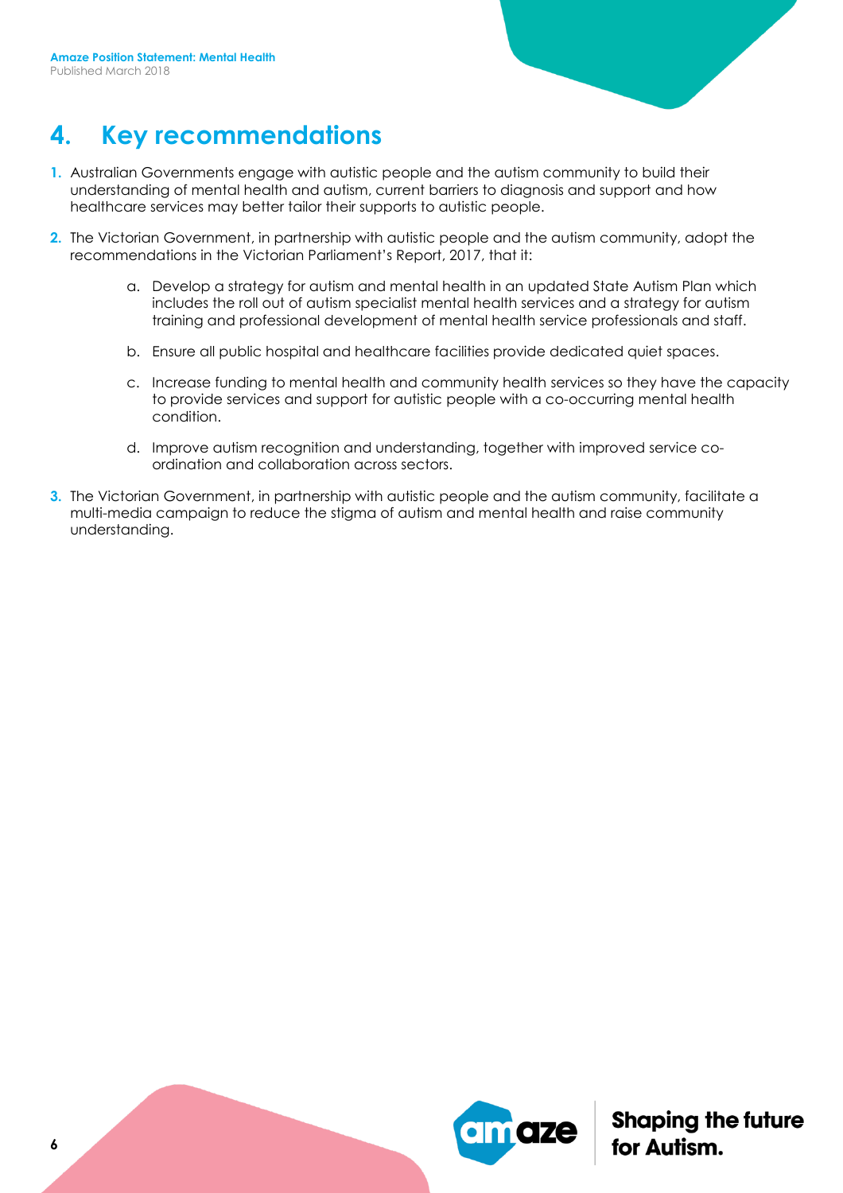## 4. Key recommendations

1. Australian Governments engage with autistic people and the autism community to build their understanding of mental health and autism, current barriers to diagnosis and support and how healthcare services may better tailor their supports to autistic people.
2. The Victorian Government, in partnership with autistic people and the autism community, adopt the recommendations in the Victorian Parliament's Report, 2017, that it:
   a. Develop a strategy for autism and mental health in an updated State Autism Plan which includes the roll out of autism specialist mental health services and a strategy for autism training and professional development of mental health service professionals and staff.
   b. Ensure all public hospital and healthcare facilities provide dedicated quiet spaces.
   c. Increase funding to mental health and community health services so they have the capacity to provide services and support for autistic people with a co-occurring mental health condition.
   d. Improve autism recognition and understanding, together with improved service co-ordination and collaboration across sectors.
3. The Victorian Government, in partnership with autistic people and the autism community, facilitate a multi-media campaign to reduce the stigma of autism and mental health and raise community understanding.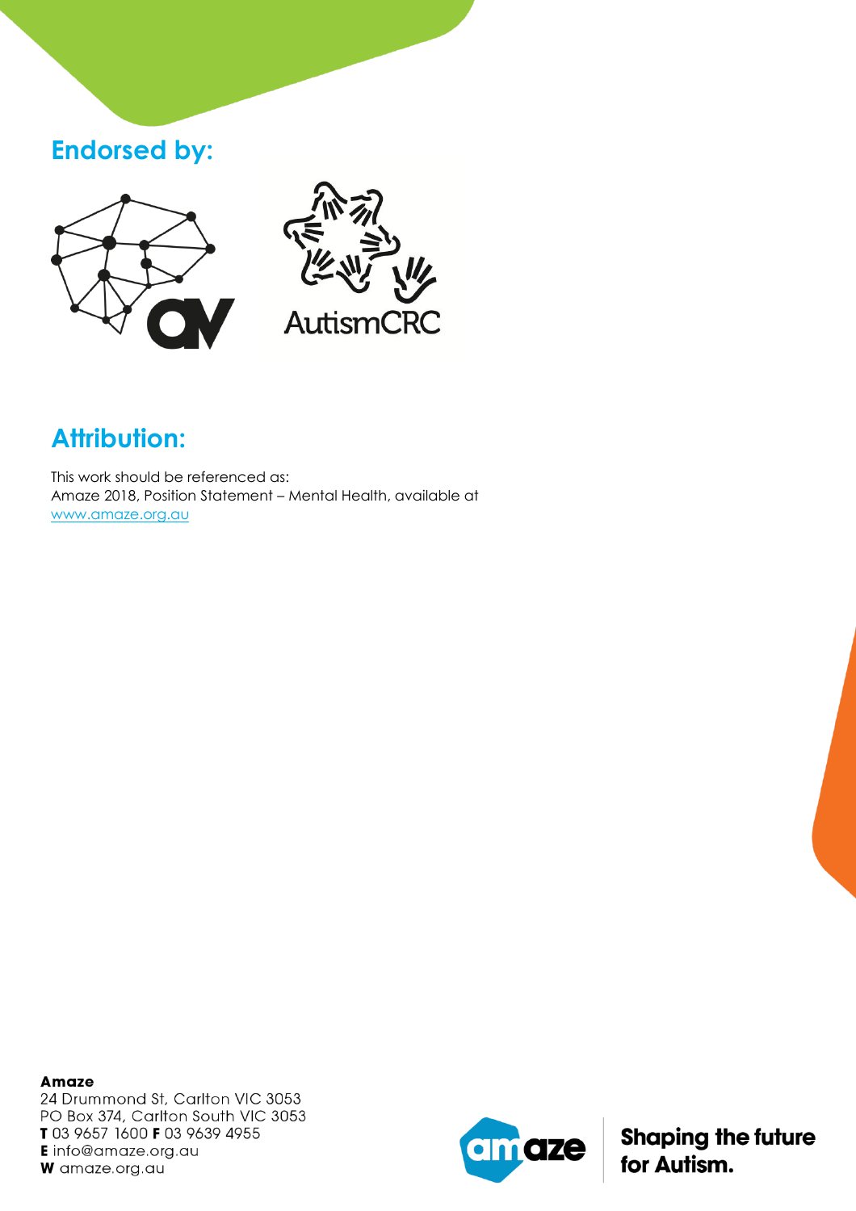## Endorsed by:

AutismCRC

## Attribution:

This work should be referenced as:
Amaze 2018, Position Statement – Mental Health, available at
[www.amaze.org.au](http://www.amaze.org.au)

**Amaze**
24 Drummond St, Carlton VIC 3053
PO Box 374, Carlton South VIC 3053
**T** 03 9657 1600 **F** 03 9639 4955
**E** info@amaze.org.au
**W** amaze.org.au

**Shaping the future for Autism.**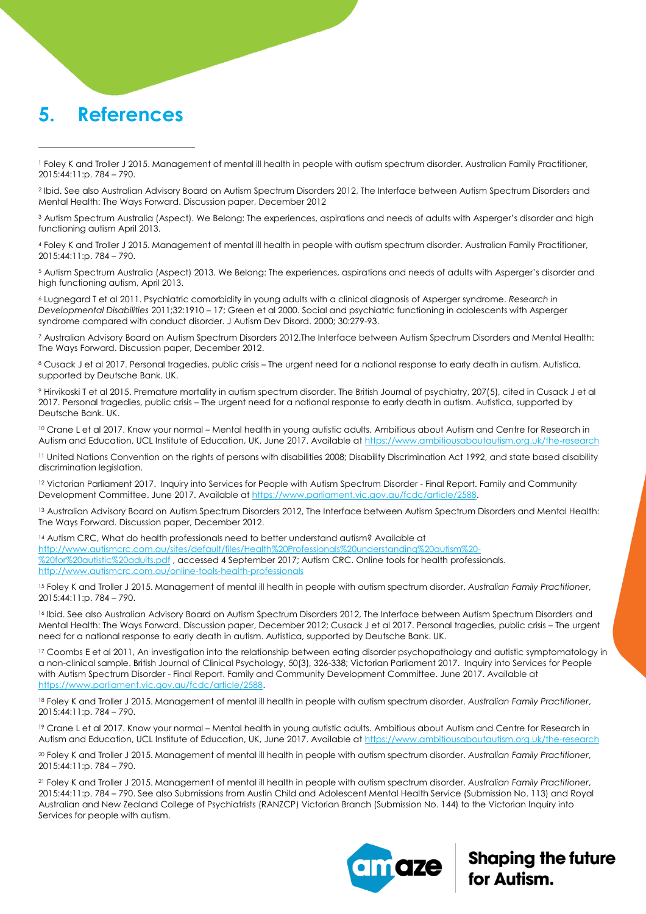# 5. References

[1] Foley K and Troller J 2015. Management of mental ill health in people with autism spectrum disorder. Australian Family Practitioner, 2015:44:11:p. 784 – 790.

[2] Ibid. See also Australian Advisory Board on Autism Spectrum Disorders 2012, The Interface between Autism Spectrum Disorders and Mental Health: The Ways Forward. Discussion paper, December 2012

[3] Autism Spectrum Australia (Aspect). We Belong: The experiences, aspirations and needs of adults with Asperger's disorder and high functioning autism April 2013.

[4] Foley K and Troller J 2015. Management of mental ill health in people with autism spectrum disorder. Australian Family Practitioner, 2015:44:11:p. 784 – 790.

[5] Autism Spectrum Australia (Aspect) 2013. We Belong: The experiences, aspirations and needs of adults with Asperger's disorder and high functioning autism, April 2013.

[6] Lugnegard T et al 2011. Psychiatric comorbidity in young adults with a clinical diagnosis of Asperger syndrome. *Research in Developmental Disabilities* 2011;32:1910 – 17; Green et al 2000. Social and psychiatric functioning in adolescents with Asperger syndrome compared with conduct disorder. J Autism Dev Disord. 2000; 30:279-93.

[7] Australian Advisory Board on Autism Spectrum Disorders 2012.The Interface between Autism Spectrum Disorders and Mental Health: The Ways Forward. Discussion paper, December 2012.

[8] Cusack J et al 2017. Personal tragedies, public crisis – The urgent need for a national response to early death in autism. Autistica, supported by Deutsche Bank. UK.

[9] Hirvikoski T et al 2015. Premature mortality in autism spectrum disorder. The British Journal of psychiatry, 207(5), cited in Cusack J et al 2017. Personal tragedies, public crisis – The urgent need for a national response to early death in autism. Autistica, supported by Deutsche Bank. UK.

[10] Crane L et al 2017. Know your normal – Mental health in young autistic adults. Ambitious about Autism and Centre for Research in Autism and Education, UCL Institute of Education, UK, June 2017. Available at https://www.ambitiousaboutautism.org.uk/the-research

[11] United Nations Convention on the rights of persons with disabilities 2008; Disability Discrimination Act 1992, and state based disability discrimination legislation.

[12] Victorian Parliament 2017. Inquiry into Services for People with Autism Spectrum Disorder - Final Report. Family and Community Development Committee. June 2017. Available at https://www.parliament.vic.gov.au/fcdc/article/2588.

[13] Australian Advisory Board on Autism Spectrum Disorders 2012, The Interface between Autism Spectrum Disorders and Mental Health: The Ways Forward. Discussion paper, December 2012.

[14] Autism CRC, What do health professionals need to better understand autism? Available at http://www.autismcrc.com.au/sites/default/files/Health%20Professionals%20understanding%20autism%20-%20for%20autistic%20adults.pdf , accessed 4 September 2017; Autism CRC. Online tools for health professionals. http://www.autismcrc.com.au/online-tools-health-professionals

[15] Foley K and Troller J 2015. Management of mental ill health in people with autism spectrum disorder. *Australian Family Practitioner*, 2015:44:11:p. 784 – 790.

[16] Ibid. See also Australian Advisory Board on Autism Spectrum Disorders 2012, The Interface between Autism Spectrum Disorders and Mental Health: The Ways Forward. Discussion paper, December 2012; Cusack J et al 2017. Personal tragedies, public crisis – The urgent need for a national response to early death in autism. Autistica, supported by Deutsche Bank. UK.

[17] Coombs E et al 2011, An investigation into the relationship between eating disorder psychopathology and autistic symptomatology in a non-clinical sample. British Journal of Clinical Psychology, 50(3), 326-338; Victorian Parliament 2017. Inquiry into Services for People with Autism Spectrum Disorder - Final Report. Family and Community Development Committee. June 2017. Available at https://www.parliament.vic.gov.au/fcdc/article/2588.

[18] Foley K and Troller J 2015. Management of mental ill health in people with autism spectrum disorder. *Australian Family Practitioner*, 2015:44:11:p. 784 – 790.

[19] Crane L et al 2017. Know your normal – Mental health in young autistic adults. Ambitious about Autism and Centre for Research in Autism and Education, UCL Institute of Education, UK, June 2017. Available at https://www.ambitiousaboutautism.org.uk/the-research

[20] Foley K and Troller J 2015. Management of mental ill health in people with autism spectrum disorder. *Australian Family Practitioner*, 2015:44:11:p. 784 – 790.

[21] Foley K and Troller J 2015. Management of mental ill health in people with autism spectrum disorder. *Australian Family Practitioner*, 2015:44:11:p. 784 – 790. See also Submissions from Austin Child and Adolescent Mental Health Service (Submission No. 113) and Royal Australian and New Zealand College of Psychiatrists (RANZCP) Victorian Branch (Submission No. 144) to the Victorian Inquiry into Services for people with autism.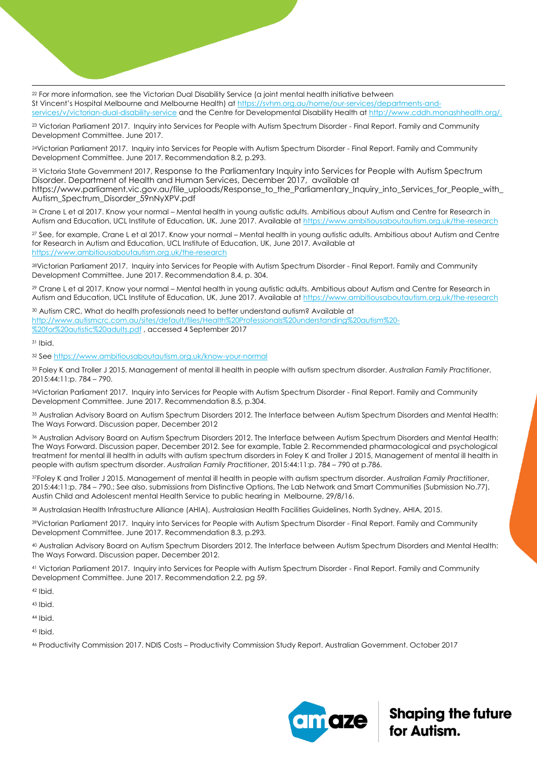[22] For more information, see the Victorian Dual Disability Service (a joint mental health initiative between St Vincent's Hospital Melbourne and Melbourne Health) at https://svhm.org.au/home/our-services/departments-and-services/v/victorian-dual-disability-service and the Centre for Developmental Disability Health at http://www.cddh.monashhealth.org/.

[23] Victorian Parliament 2017. Inquiry into Services for People with Autism Spectrum Disorder - Final Report. Family and Community Development Committee. June 2017.

[24] Victorian Parliament 2017. Inquiry into Services for People with Autism Spectrum Disorder - Final Report. Family and Community Development Committee. June 2017. Recommendation 8.2, p.293.

[25] Victoria State Government 2017, Response to the Parliamentary Inquiry into Services for People with Autism Spectrum Disorder. Department of Health and Human Services, December 2017, available at https://www.parliament.vic.gov.au/file_uploads/Response_to_the_Parliamentary_Inquiry_into_Services_for_People_with_Autism_Spectrum_Disorder_59nNyXPV.pdf

[26] Crane L et al 2017. Know your normal – Mental health in young autistic adults. Ambitious about Autism and Centre for Research in Autism and Education, UCL Institute of Education, UK, June 2017. Available at https://www.ambitiousaboutautism.org.uk/the-research

[27] See, for example, Crane L et al 2017. Know your normal – Mental health in young autistic adults. Ambitious about Autism and Centre for Research in Autism and Education, UCL Institute of Education, UK, June 2017. Available at https://www.ambitiousaboutautism.org.uk/the-research

[28] Victorian Parliament 2017. Inquiry into Services for People with Autism Spectrum Disorder - Final Report. Family and Community Development Committee. June 2017. Recommendation 8.4, p. 304.

[29] Crane L et al 2017. Know your normal – Mental health in young autistic adults. Ambitious about Autism and Centre for Research in Autism and Education, UCL Institute of Education, UK, June 2017. Available at https://www.ambitiousaboutautism.org.uk/the-research

[30] Autism CRC, What do health professionals need to better understand autism? Available at http://www.autismcrc.com.au/sites/default/files/Health%20Professionals%20understanding%20autism%20-%20for%20autistic%20adults.pdf , accessed 4 September 2017

[31] Ibid.

[32] See https://www.ambitiousaboutautism.org.uk/know-your-normal

[33] Foley K and Troller J 2015. Management of mental ill health in people with autism spectrum disorder. *Australian Family Practitioner*, 2015:44:11:p. 784 – 790.

[34] Victorian Parliament 2017. Inquiry into Services for People with Autism Spectrum Disorder - Final Report. Family and Community Development Committee. June 2017. Recommendation 8.5, p.304.

[35] Australian Advisory Board on Autism Spectrum Disorders 2012. The Interface between Autism Spectrum Disorders and Mental Health: The Ways Forward. Discussion paper, December 2012

[36] Australian Advisory Board on Autism Spectrum Disorders 2012. The Interface between Autism Spectrum Disorders and Mental Health: The Ways Forward. Discussion paper, December 2012. See for example, Table 2. Recommended pharmacological and psychological treatment for mental ill health in adults with autism spectrum disorders in Foley K and Troller J 2015, Management of mental ill health in people with autism spectrum disorder. *Australian Family Practitioner*, 2015:44:11:p. 784 – 790 at p.786.

[37] Foley K and Troller J 2015. Management of mental ill health in people with autism spectrum disorder. *Australian Family Practitioner*, 2015:44:11:p. 784 – 790.; See also, submissions from Distinctive Options, The Lab Network and Smart Communities (Submission No.77), Austin Child and Adolescent mental Health Service to public hearing in Melbourne, 29/8/16.

[38] Australasian Health Infrastructure Alliance (AHIA), Australasian Health Facilities Guidelines, North Sydney, AHIA, 2015.

[39] Victorian Parliament 2017. Inquiry into Services for People with Autism Spectrum Disorder - Final Report. Family and Community Development Committee. June 2017. Recommendation 8.3, p.293.

[40] Australian Advisory Board on Autism Spectrum Disorders 2012. The Interface between Autism Spectrum Disorders and Mental Health: The Ways Forward. Discussion paper, December 2012.

[41] Victorian Parliament 2017. Inquiry into Services for People with Autism Spectrum Disorder - Final Report. Family and Community Development Committee. June 2017. Recommendation 2.2, pg 59.

[42] Ibid.

[43] Ibid.

[44] Ibid.

[45] Ibid.

[46] Productivity Commission 2017. NDIS Costs – Productivity Commission Study Report. Australian Government. October 2017

amaze **Shaping the future for Autism.**